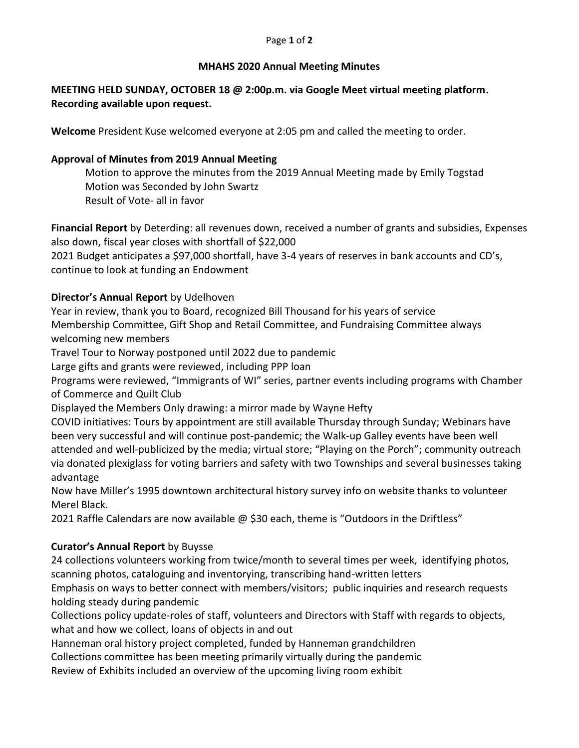# MHAHS 2020 Annual Meeting Minutes

**MEETING HELD SUNDAY, OCTOBER 18 @ 2:00p.m. via Google Meet virtual meeting platform. Recording available upon request.**

**Welcome** President Kuse welcomed everyone at 2:05 pm and called the meeting to order.

**Approval of Minutes from 2019 Annual Meeting**

Motion to approve the minutes from the 2019 Annual Meeting made by Emily Togstad
Motion was Seconded by John Swartz
Result of Vote- all in favor

**Financial Report** by Deterding: all revenues down, received a number of grants and subsidies, Expenses also down, fiscal year closes with shortfall of $22,000
2021 Budget anticipates a $97,000 shortfall, have 3-4 years of reserves in bank accounts and CD's, continue to look at funding an Endowment

**Director's Annual Report** by Udelhoven
Year in review, thank you to Board, recognized Bill Thousand for his years of service
Membership Committee, Gift Shop and Retail Committee, and Fundraising Committee always welcoming new members
Travel Tour to Norway postponed until 2022 due to pandemic
Large gifts and grants were reviewed, including PPP loan
Programs were reviewed, "Immigrants of WI" series, partner events including programs with Chamber of Commerce and Quilt Club
Displayed the Members Only drawing: a mirror made by Wayne Hefty
COVID initiatives: Tours by appointment are still available Thursday through Sunday; Webinars have been very successful and will continue post-pandemic; the Walk-up Galley events have been well attended and well-publicized by the media; virtual store; "Playing on the Porch"; community outreach via donated plexiglass for voting barriers and safety with two Townships and several businesses taking advantage
Now have Miller's 1995 downtown architectural history survey info on website thanks to volunteer Merel Black.
2021 Raffle Calendars are now available @ $30 each, theme is "Outdoors in the Driftless"

**Curator's Annual Report** by Buysse
24 collections volunteers working from twice/month to several times per week, identifying photos, scanning photos, cataloguing and inventorying, transcribing hand-written letters
Emphasis on ways to better connect with members/visitors; public inquiries and research requests holding steady during pandemic
Collections policy update-roles of staff, volunteers and Directors with Staff with regards to objects, what and how we collect, loans of objects in and out
Hanneman oral history project completed, funded by Hanneman grandchildren
Collections committee has been meeting primarily virtually during the pandemic
Review of Exhibits included an overview of the upcoming living room exhibit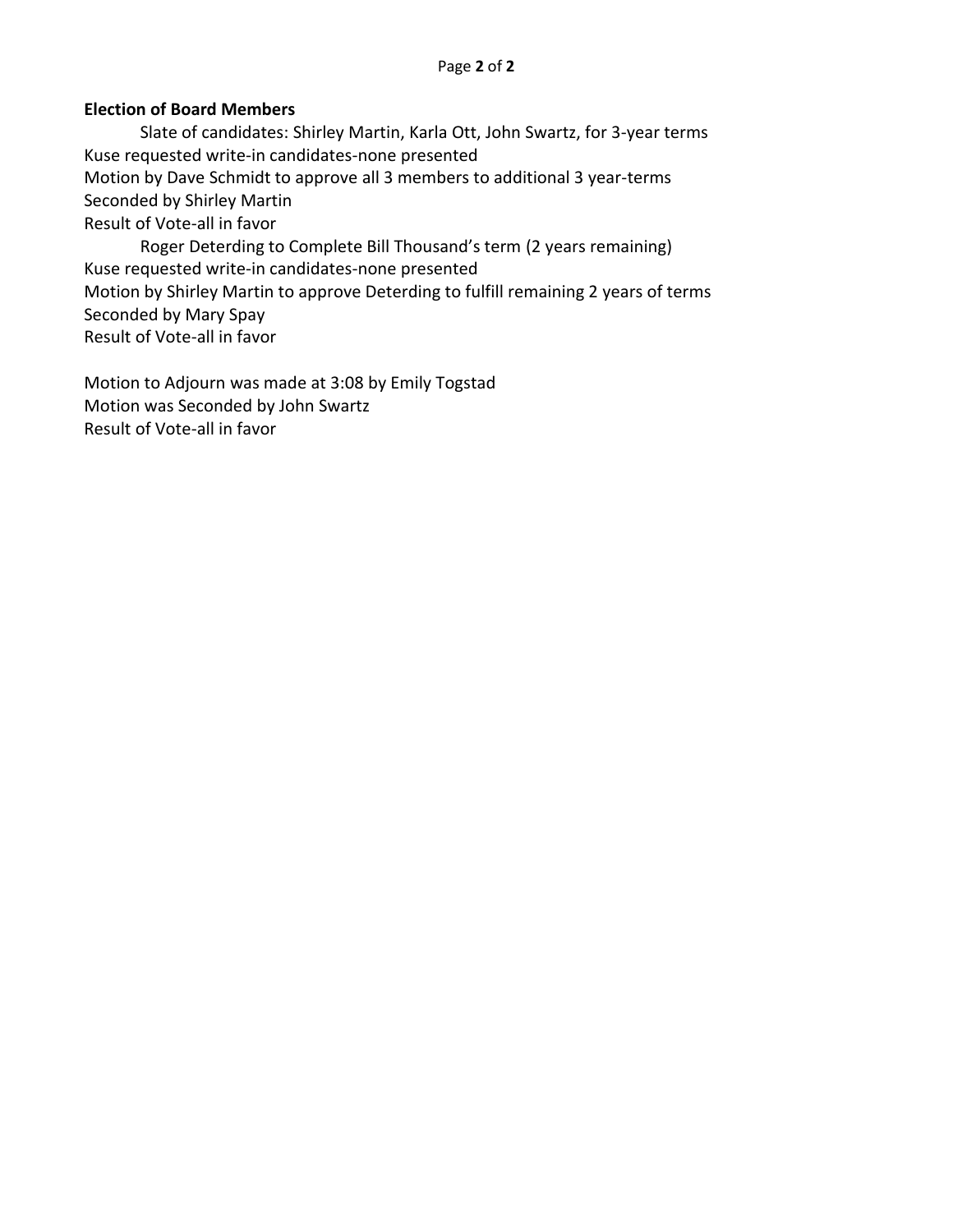**Election of Board Members**

Slate of candidates: Shirley Martin, Karla Ott, John Swartz, for 3-year terms
Kuse requested write-in candidates-none presented
Motion by Dave Schmidt to approve all 3 members to additional 3 year-terms
Seconded by Shirley Martin
Result of Vote-all in favor

Roger Deterding to Complete Bill Thousand's term (2 years remaining)
Kuse requested write-in candidates-none presented
Motion by Shirley Martin to approve Deterding to fulfill remaining 2 years of terms
Seconded by Mary Spay
Result of Vote-all in favor

Motion to Adjourn was made at 3:08 by Emily Togstad
Motion was Seconded by John Swartz
Result of Vote-all in favor